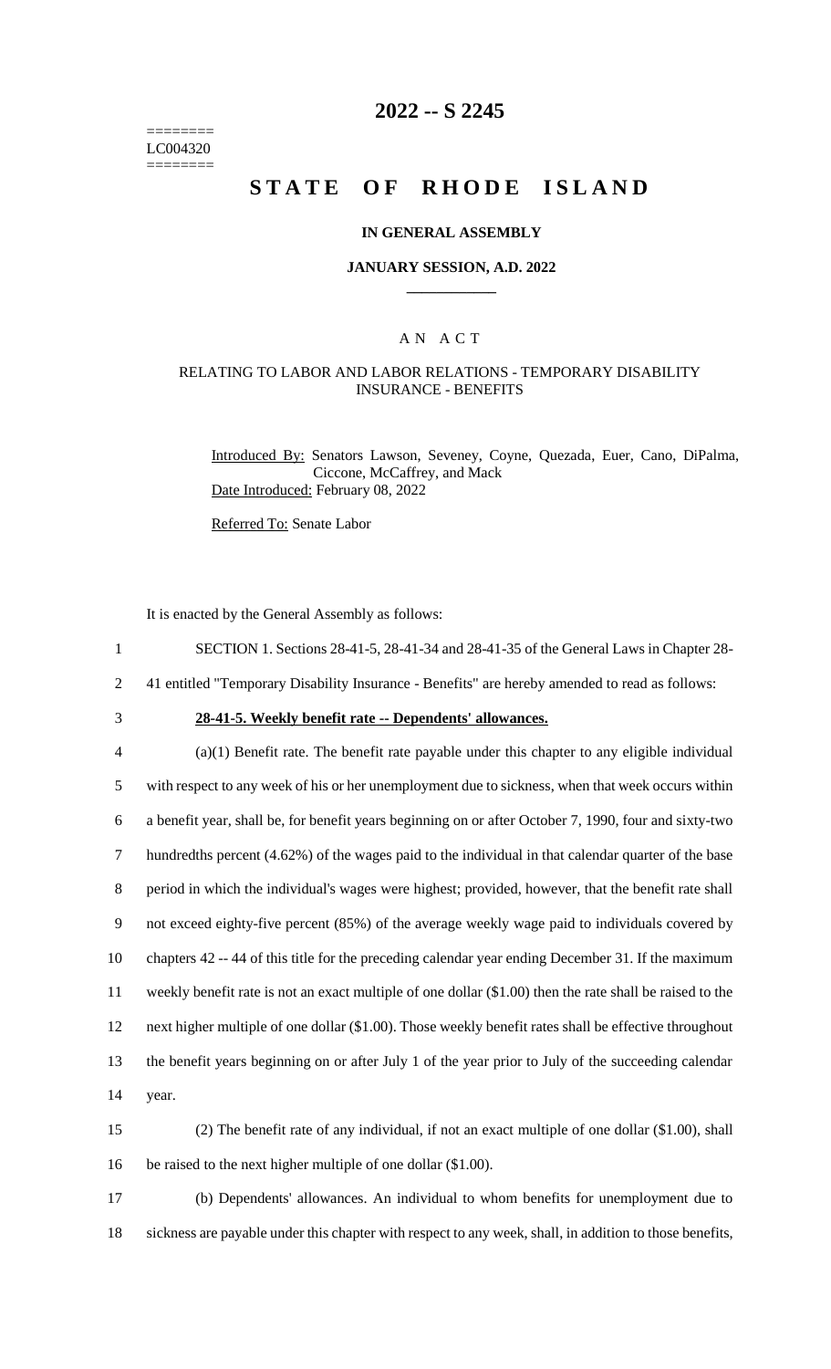========
LC004320
========

# 2022 -- S 2245

# STATE OF RHODE ISLAND

### IN GENERAL ASSEMBLY

### JANUARY SESSION, A.D. 2022

## A N A C T

### RELATING TO LABOR AND LABOR RELATIONS - TEMPORARY DISABILITY INSURANCE - BENEFITS

Introduced By: Senators Lawson, Seveney, Coyne, Quezada, Euer, Cano, DiPalma, Ciccone, McCaffrey, and Mack

Date Introduced: February 08, 2022

Referred To: Senate Labor

It is enacted by the General Assembly as follows:

SECTION 1. Sections 28-41-5, 28-41-34 and 28-41-35 of the General Laws in Chapter 28-41 entitled "Temporary Disability Insurance - Benefits" are hereby amended to read as follows:

**28-41-5. Weekly benefit rate -- Dependents' allowances.**

(a)(1) Benefit rate. The benefit rate payable under this chapter to any eligible individual with respect to any week of his or her unemployment due to sickness, when that week occurs within a benefit year, shall be, for benefit years beginning on or after October 7, 1990, four and sixty-two hundredths percent (4.62%) of the wages paid to the individual in that calendar quarter of the base period in which the individual's wages were highest; provided, however, that the benefit rate shall not exceed eighty-five percent (85%) of the average weekly wage paid to individuals covered by chapters 42 -- 44 of this title for the preceding calendar year ending December 31. If the maximum weekly benefit rate is not an exact multiple of one dollar ($1.00) then the rate shall be raised to the next higher multiple of one dollar ($1.00). Those weekly benefit rates shall be effective throughout the benefit years beginning on or after July 1 of the year prior to July of the succeeding calendar year.

(2) The benefit rate of any individual, if not an exact multiple of one dollar ($1.00), shall be raised to the next higher multiple of one dollar ($1.00).

(b) Dependents' allowances. An individual to whom benefits for unemployment due to sickness are payable under this chapter with respect to any week, shall, in addition to those benefits,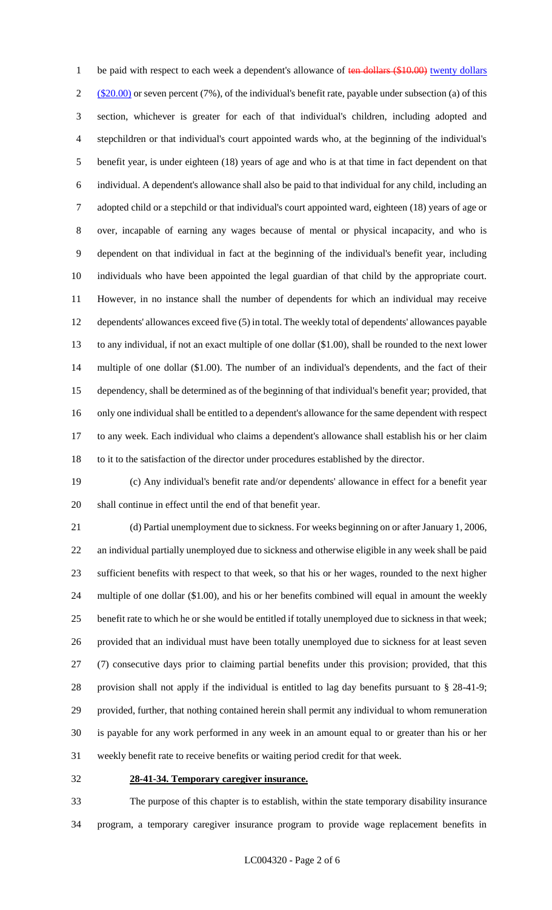be paid with respect to each week a dependent's allowance of ~~ten dollars ($10.00)~~ twenty dollars ($20.00) or seven percent (7%), of the individual's benefit rate, payable under subsection (a) of this section, whichever is greater for each of that individual's children, including adopted and stepchildren or that individual's court appointed wards who, at the beginning of the individual's benefit year, is under eighteen (18) years of age and who is at that time in fact dependent on that individual. A dependent's allowance shall also be paid to that individual for any child, including an adopted child or a stepchild or that individual's court appointed ward, eighteen (18) years of age or over, incapable of earning any wages because of mental or physical incapacity, and who is dependent on that individual in fact at the beginning of the individual's benefit year, including individuals who have been appointed the legal guardian of that child by the appropriate court. However, in no instance shall the number of dependents for which an individual may receive dependents' allowances exceed five (5) in total. The weekly total of dependents' allowances payable to any individual, if not an exact multiple of one dollar ($1.00), shall be rounded to the next lower multiple of one dollar ($1.00). The number of an individual's dependents, and the fact of their dependency, shall be determined as of the beginning of that individual's benefit year; provided, that only one individual shall be entitled to a dependent's allowance for the same dependent with respect to any week. Each individual who claims a dependent's allowance shall establish his or her claim to it to the satisfaction of the director under procedures established by the director.

(c) Any individual's benefit rate and/or dependents' allowance in effect for a benefit year shall continue in effect until the end of that benefit year.

(d) Partial unemployment due to sickness. For weeks beginning on or after January 1, 2006, an individual partially unemployed due to sickness and otherwise eligible in any week shall be paid sufficient benefits with respect to that week, so that his or her wages, rounded to the next higher multiple of one dollar ($1.00), and his or her benefits combined will equal in amount the weekly benefit rate to which he or she would be entitled if totally unemployed due to sickness in that week; provided that an individual must have been totally unemployed due to sickness for at least seven (7) consecutive days prior to claiming partial benefits under this provision; provided, that this provision shall not apply if the individual is entitled to lag day benefits pursuant to § 28-41-9; provided, further, that nothing contained herein shall permit any individual to whom remuneration is payable for any work performed in any week in an amount equal to or greater than his or her weekly benefit rate to receive benefits or waiting period credit for that week.

**28-41-34. Temporary caregiver insurance.**

The purpose of this chapter is to establish, within the state temporary disability insurance program, a temporary caregiver insurance program to provide wage replacement benefits in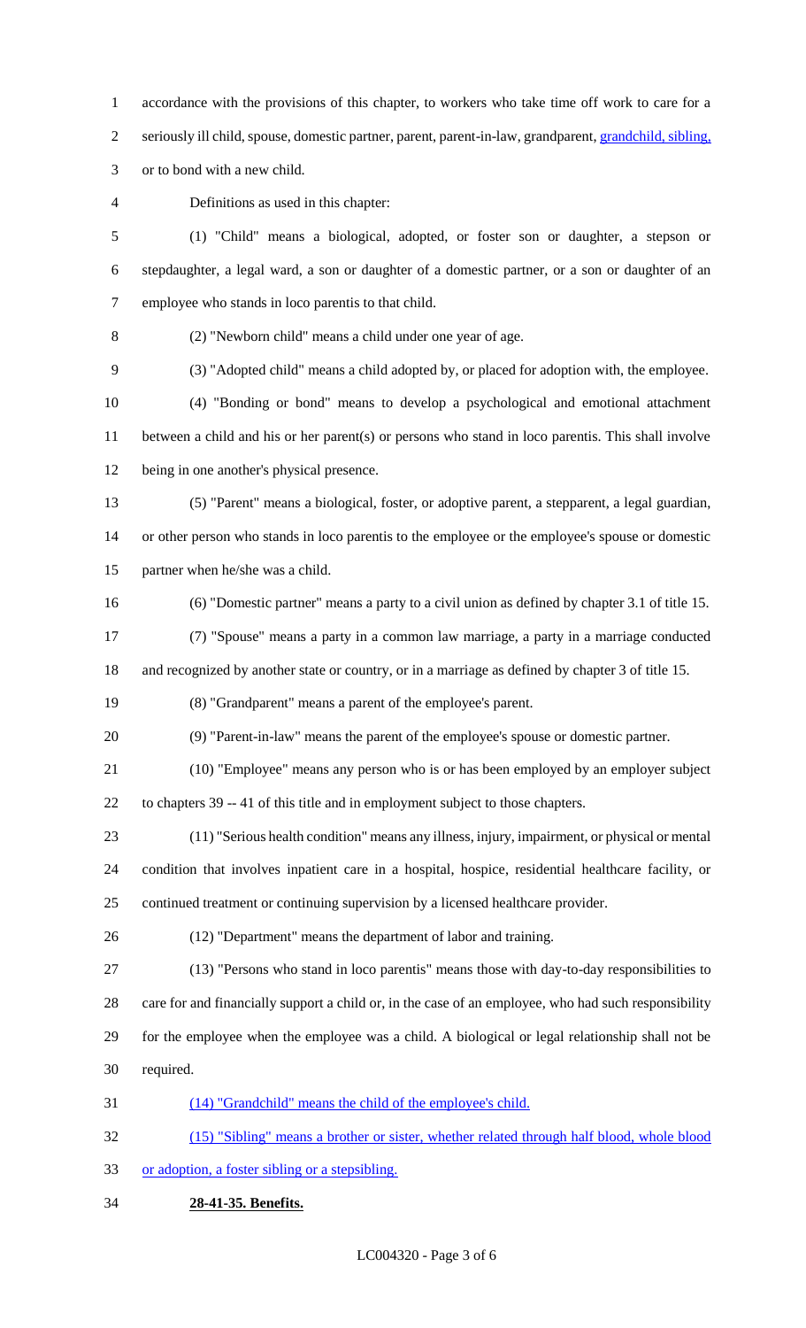accordance with the provisions of this chapter, to workers who take time off work to care for a seriously ill child, spouse, domestic partner, parent, parent-in-law, grandparent, grandchild, sibling, or to bond with a new child.

Definitions as used in this chapter:

(1) "Child" means a biological, adopted, or foster son or daughter, a stepson or stepdaughter, a legal ward, a son or daughter of a domestic partner, or a son or daughter of an employee who stands in loco parentis to that child.

(2) "Newborn child" means a child under one year of age.

(3) "Adopted child" means a child adopted by, or placed for adoption with, the employee.

(4) "Bonding or bond" means to develop a psychological and emotional attachment between a child and his or her parent(s) or persons who stand in loco parentis. This shall involve being in one another's physical presence.

(5) "Parent" means a biological, foster, or adoptive parent, a stepparent, a legal guardian, or other person who stands in loco parentis to the employee or the employee's spouse or domestic partner when he/she was a child.

(6) "Domestic partner" means a party to a civil union as defined by chapter 3.1 of title 15.

(7) "Spouse" means a party in a common law marriage, a party in a marriage conducted and recognized by another state or country, or in a marriage as defined by chapter 3 of title 15.

(8) "Grandparent" means a parent of the employee's parent.

(9) "Parent-in-law" means the parent of the employee's spouse or domestic partner.

(10) "Employee" means any person who is or has been employed by an employer subject to chapters 39 -- 41 of this title and in employment subject to those chapters.

(11) "Serious health condition" means any illness, injury, impairment, or physical or mental condition that involves inpatient care in a hospital, hospice, residential healthcare facility, or continued treatment or continuing supervision by a licensed healthcare provider.

(12) "Department" means the department of labor and training.

(13) "Persons who stand in loco parentis" means those with day-to-day responsibilities to care for and financially support a child or, in the case of an employee, who had such responsibility for the employee when the employee was a child. A biological or legal relationship shall not be required.

(14) "Grandchild" means the child of the employee's child.

(15) "Sibling" means a brother or sister, whether related through half blood, whole blood or adoption, a foster sibling or a stepsibling.

**28-41-35. Benefits.**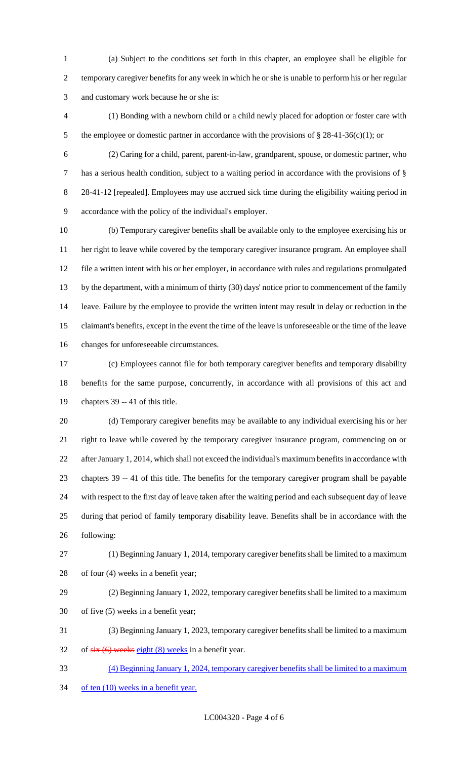(a) Subject to the conditions set forth in this chapter, an employee shall be eligible for temporary caregiver benefits for any week in which he or she is unable to perform his or her regular and customary work because he or she is:

(1) Bonding with a newborn child or a child newly placed for adoption or foster care with the employee or domestic partner in accordance with the provisions of § 28-41-36(c)(1); or

(2) Caring for a child, parent, parent-in-law, grandparent, spouse, or domestic partner, who has a serious health condition, subject to a waiting period in accordance with the provisions of § 28-41-12 [repealed]. Employees may use accrued sick time during the eligibility waiting period in accordance with the policy of the individual's employer.

(b) Temporary caregiver benefits shall be available only to the employee exercising his or her right to leave while covered by the temporary caregiver insurance program. An employee shall file a written intent with his or her employer, in accordance with rules and regulations promulgated by the department, with a minimum of thirty (30) days' notice prior to commencement of the family leave. Failure by the employee to provide the written intent may result in delay or reduction in the claimant's benefits, except in the event the time of the leave is unforeseeable or the time of the leave changes for unforeseeable circumstances.

(c) Employees cannot file for both temporary caregiver benefits and temporary disability benefits for the same purpose, concurrently, in accordance with all provisions of this act and chapters 39 -- 41 of this title.

(d) Temporary caregiver benefits may be available to any individual exercising his or her right to leave while covered by the temporary caregiver insurance program, commencing on or after January 1, 2014, which shall not exceed the individual's maximum benefits in accordance with chapters 39 -- 41 of this title. The benefits for the temporary caregiver program shall be payable with respect to the first day of leave taken after the waiting period and each subsequent day of leave during that period of family temporary disability leave. Benefits shall be in accordance with the following:

(1) Beginning January 1, 2014, temporary caregiver benefits shall be limited to a maximum of four (4) weeks in a benefit year;

(2) Beginning January 1, 2022, temporary caregiver benefits shall be limited to a maximum of five (5) weeks in a benefit year;

(3) Beginning January 1, 2023, temporary caregiver benefits shall be limited to a maximum of ~~six (6) weeks~~ eight (8) weeks in a benefit year.

(4) Beginning January 1, 2024, temporary caregiver benefits shall be limited to a maximum of ten (10) weeks in a benefit year.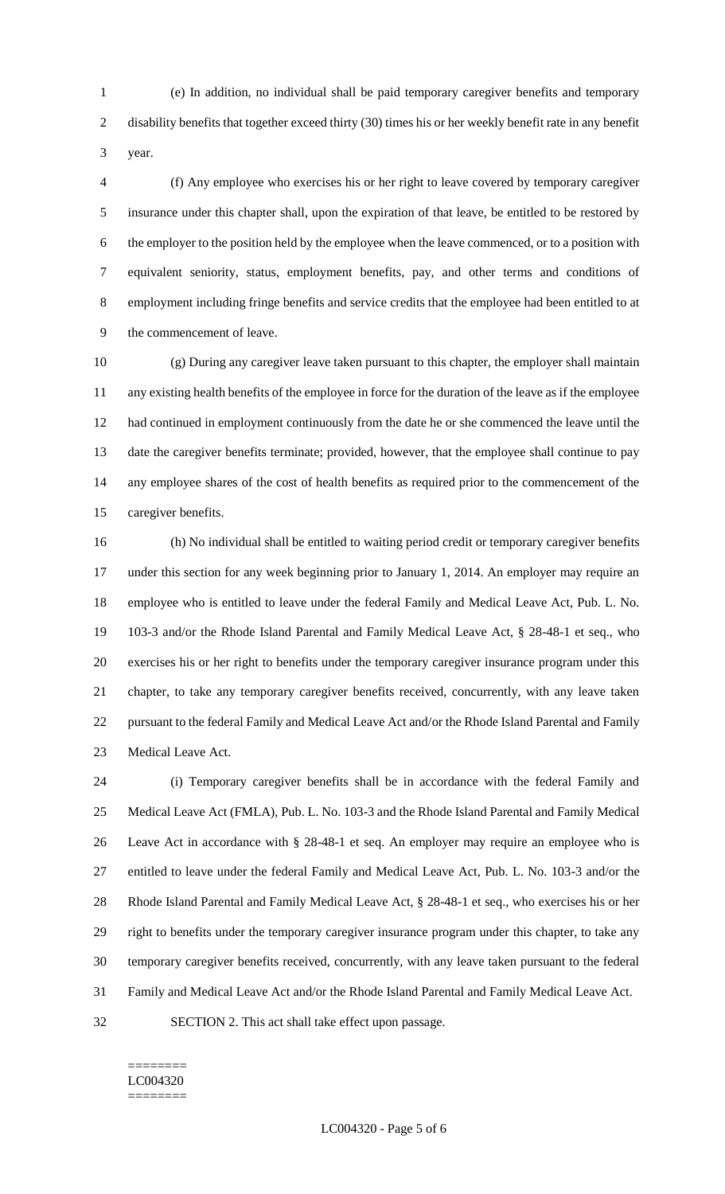(e) In addition, no individual shall be paid temporary caregiver benefits and temporary disability benefits that together exceed thirty (30) times his or her weekly benefit rate in any benefit year.

(f) Any employee who exercises his or her right to leave covered by temporary caregiver insurance under this chapter shall, upon the expiration of that leave, be entitled to be restored by the employer to the position held by the employee when the leave commenced, or to a position with equivalent seniority, status, employment benefits, pay, and other terms and conditions of employment including fringe benefits and service credits that the employee had been entitled to at the commencement of leave.

(g) During any caregiver leave taken pursuant to this chapter, the employer shall maintain any existing health benefits of the employee in force for the duration of the leave as if the employee had continued in employment continuously from the date he or she commenced the leave until the date the caregiver benefits terminate; provided, however, that the employee shall continue to pay any employee shares of the cost of health benefits as required prior to the commencement of the caregiver benefits.

(h) No individual shall be entitled to waiting period credit or temporary caregiver benefits under this section for any week beginning prior to January 1, 2014. An employer may require an employee who is entitled to leave under the federal Family and Medical Leave Act, Pub. L. No. 103-3 and/or the Rhode Island Parental and Family Medical Leave Act, § 28-48-1 et seq., who exercises his or her right to benefits under the temporary caregiver insurance program under this chapter, to take any temporary caregiver benefits received, concurrently, with any leave taken pursuant to the federal Family and Medical Leave Act and/or the Rhode Island Parental and Family Medical Leave Act.

(i) Temporary caregiver benefits shall be in accordance with the federal Family and Medical Leave Act (FMLA), Pub. L. No. 103-3 and the Rhode Island Parental and Family Medical Leave Act in accordance with § 28-48-1 et seq. An employer may require an employee who is entitled to leave under the federal Family and Medical Leave Act, Pub. L. No. 103-3 and/or the Rhode Island Parental and Family Medical Leave Act, § 28-48-1 et seq., who exercises his or her right to benefits under the temporary caregiver insurance program under this chapter, to take any temporary caregiver benefits received, concurrently, with any leave taken pursuant to the federal Family and Medical Leave Act and/or the Rhode Island Parental and Family Medical Leave Act.

SECTION 2. This act shall take effect upon passage.

========
LC004320
========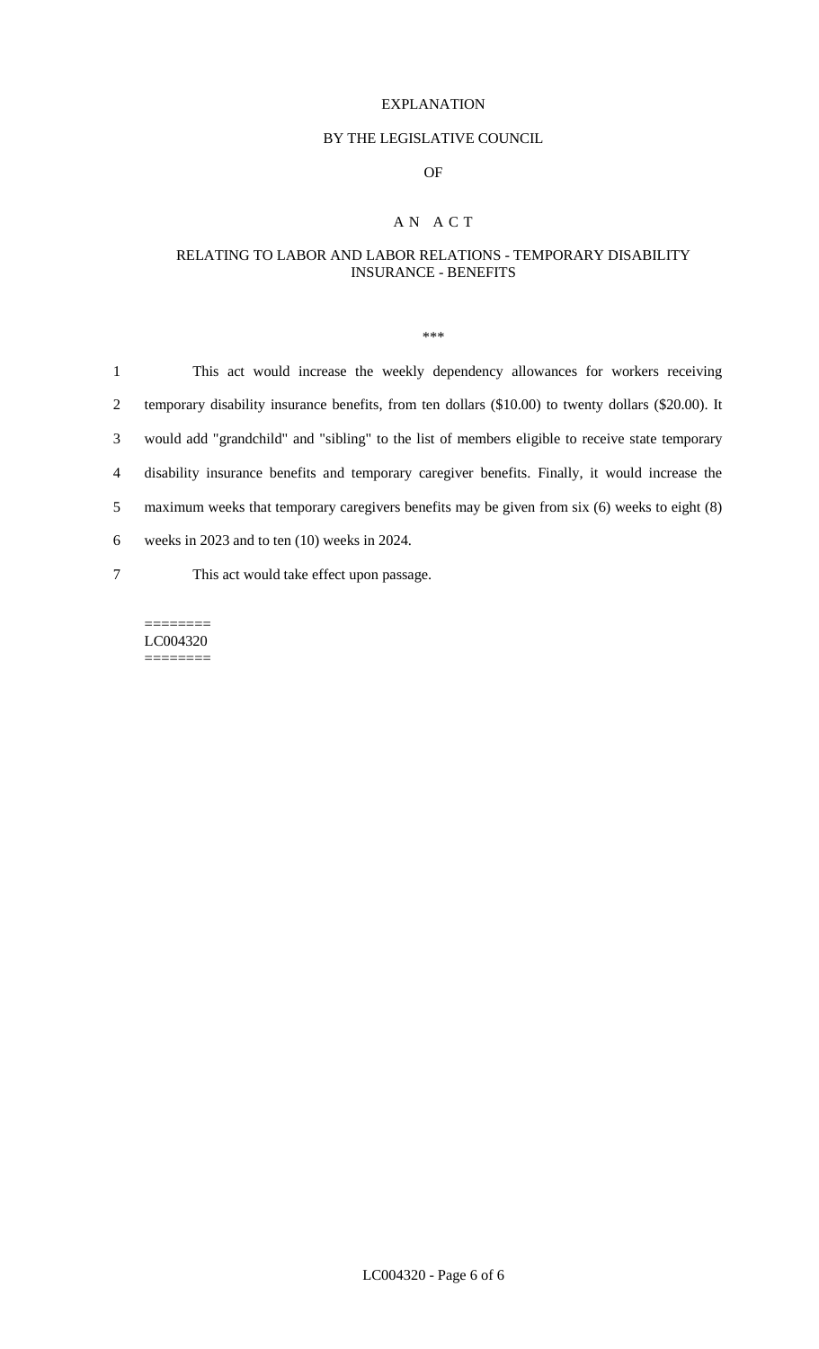EXPLANATION

BY THE LEGISLATIVE COUNCIL

OF

A N A C T

RELATING TO LABOR AND LABOR RELATIONS - TEMPORARY DISABILITY INSURANCE - BENEFITS

\*\*\*

This act would increase the weekly dependency allowances for workers receiving temporary disability insurance benefits, from ten dollars ($10.00) to twenty dollars ($20.00). It would add "grandchild" and "sibling" to the list of members eligible to receive state temporary disability insurance benefits and temporary caregiver benefits. Finally, it would increase the maximum weeks that temporary caregivers benefits may be given from six (6) weeks to eight (8) weeks in 2023 and to ten (10) weeks in 2024.

This act would take effect upon passage.

========
LC004320
========